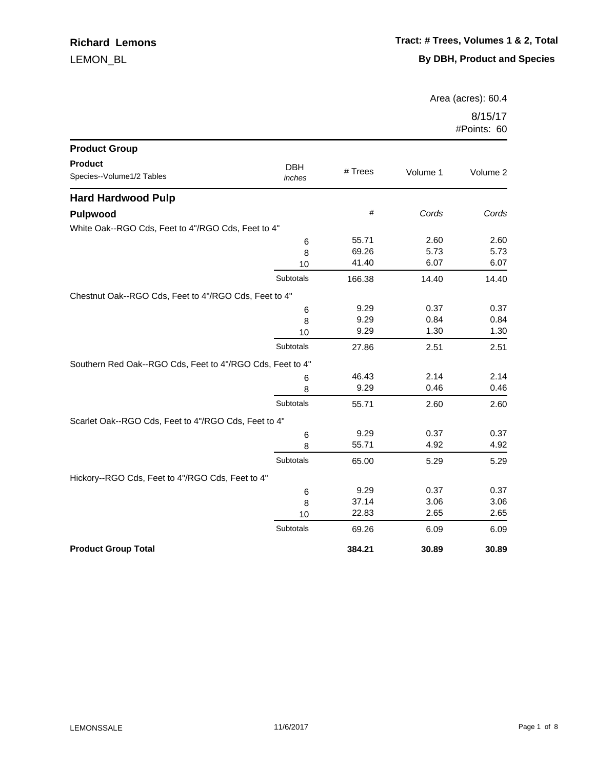**Richard Lemons**

LEMON_BL

**Tract: # Trees, Volumes 1 & 2, Total**

**By DBH, Product and Species**

Area (acres): 60.4

8/15/17

#Points: 60

| Product Group / Product / Species--Volume1/2 Tables | DBH *inches* | # Trees | Volume 1 | Volume 2 |
|---|---|---|---|---|
| **Hard Hardwood Pulp** | | | | |
| **Pulpwood** | | # | *Cords* | *Cords* |
| White Oak--RGO Cds, Feet to 4"/RGO Cds, Feet to 4" | | | | |
| | 6 | 55.71 | 2.60 | 2.60 |
| | 8 | 69.26 | 5.73 | 5.73 |
| | 10 | 41.40 | 6.07 | 6.07 |
| | Subtotals | 166.38 | 14.40 | 14.40 |
| Chestnut Oak--RGO Cds, Feet to 4"/RGO Cds, Feet to 4" | | | | |
| | 6 | 9.29 | 0.37 | 0.37 |
| | 8 | 9.29 | 0.84 | 0.84 |
| | 10 | 9.29 | 1.30 | 1.30 |
| | Subtotals | 27.86 | 2.51 | 2.51 |
| Southern Red Oak--RGO Cds, Feet to 4"/RGO Cds, Feet to 4" | | | | |
| | 6 | 46.43 | 2.14 | 2.14 |
| | 8 | 9.29 | 0.46 | 0.46 |
| | Subtotals | 55.71 | 2.60 | 2.60 |
| Scarlet Oak--RGO Cds, Feet to 4"/RGO Cds, Feet to 4" | | | | |
| | 6 | 9.29 | 0.37 | 0.37 |
| | 8 | 55.71 | 4.92 | 4.92 |
| | Subtotals | 65.00 | 5.29 | 5.29 |
| Hickory--RGO Cds, Feet to 4"/RGO Cds, Feet to 4" | | | | |
| | 6 | 9.29 | 0.37 | 0.37 |
| | 8 | 37.14 | 3.06 | 3.06 |
| | 10 | 22.83 | 2.65 | 2.65 |
| | Subtotals | 69.26 | 6.09 | 6.09 |
| **Product Group Total** | | **384.21** | **30.89** | **30.89** |

LEMONSSALE 11/6/2017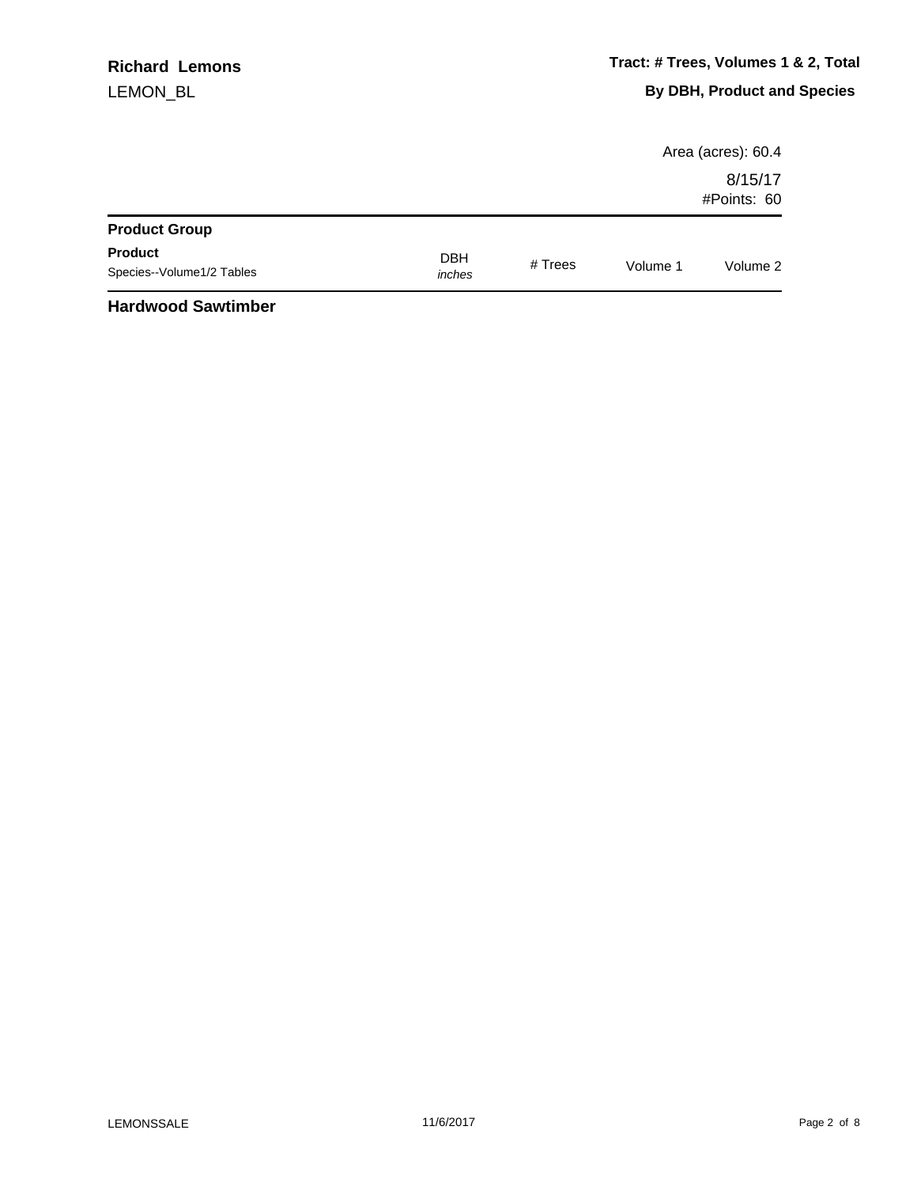**Richard Lemons**

LEMON_BL

**Tract: # Trees, Volumes 1 & 2, Total**

**By DBH, Product and Species**

Area (acres): 60.4

8/15/17

#Points: 60

| **Product Group**<br>**Product**<br>Species--Volume1/2 Tables | DBH<br>*inches* | # Trees | Volume 1 | Volume 2 |
|---|---|---|---|---|
| **Hardwood Sawtimber** | | | | |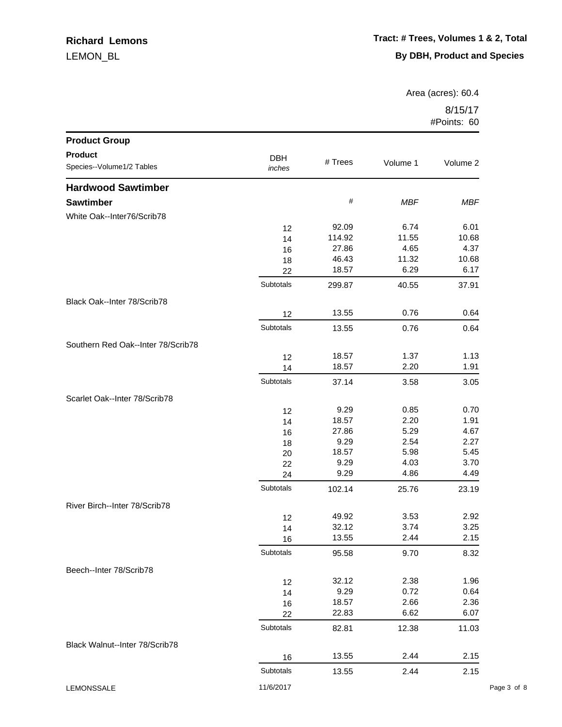**Richard Lemons**

LEMON_BL

**Tract: # Trees, Volumes 1 & 2, Total**

**By DBH, Product and Species**

Area (acres): 60.4

8/15/17

#Points: 60

| Product Group / Product / Species--Volume1/2 Tables | DBH *inches* | # Trees | Volume 1 | Volume 2 |
|---|---|---|---|---|
| **Hardwood Sawtimber** | | | | |
| **Sawtimber** | | # | *MBF* | *MBF* |
| White Oak--Inter76/Scrib78 | | | | |
| | 12 | 92.09 | 6.74 | 6.01 |
| | 14 | 114.92 | 11.55 | 10.68 |
| | 16 | 27.86 | 4.65 | 4.37 |
| | 18 | 46.43 | 11.32 | 10.68 |
| | 22 | 18.57 | 6.29 | 6.17 |
| | Subtotals | 299.87 | 40.55 | 37.91 |
| Black Oak--Inter 78/Scrib78 | | | | |
| | 12 | 13.55 | 0.76 | 0.64 |
| | Subtotals | 13.55 | 0.76 | 0.64 |
| Southern Red Oak--Inter 78/Scrib78 | | | | |
| | 12 | 18.57 | 1.37 | 1.13 |
| | 14 | 18.57 | 2.20 | 1.91 |
| | Subtotals | 37.14 | 3.58 | 3.05 |
| Scarlet Oak--Inter 78/Scrib78 | | | | |
| | 12 | 9.29 | 0.85 | 0.70 |
| | 14 | 18.57 | 2.20 | 1.91 |
| | 16 | 27.86 | 5.29 | 4.67 |
| | 18 | 9.29 | 2.54 | 2.27 |
| | 20 | 18.57 | 5.98 | 5.45 |
| | 22 | 9.29 | 4.03 | 3.70 |
| | 24 | 9.29 | 4.86 | 4.49 |
| | Subtotals | 102.14 | 25.76 | 23.19 |
| River Birch--Inter 78/Scrib78 | | | | |
| | 12 | 49.92 | 3.53 | 2.92 |
| | 14 | 32.12 | 3.74 | 3.25 |
| | 16 | 13.55 | 2.44 | 2.15 |
| | Subtotals | 95.58 | 9.70 | 8.32 |
| Beech--Inter 78/Scrib78 | | | | |
| | 12 | 32.12 | 2.38 | 1.96 |
| | 14 | 9.29 | 0.72 | 0.64 |
| | 16 | 18.57 | 2.66 | 2.36 |
| | 22 | 22.83 | 6.62 | 6.07 |
| | Subtotals | 82.81 | 12.38 | 11.03 |
| Black Walnut--Inter 78/Scrib78 | | | | |
| | 16 | 13.55 | 2.44 | 2.15 |
| | Subtotals | 13.55 | 2.44 | 2.15 |

LEMONSSALE 11/6/2017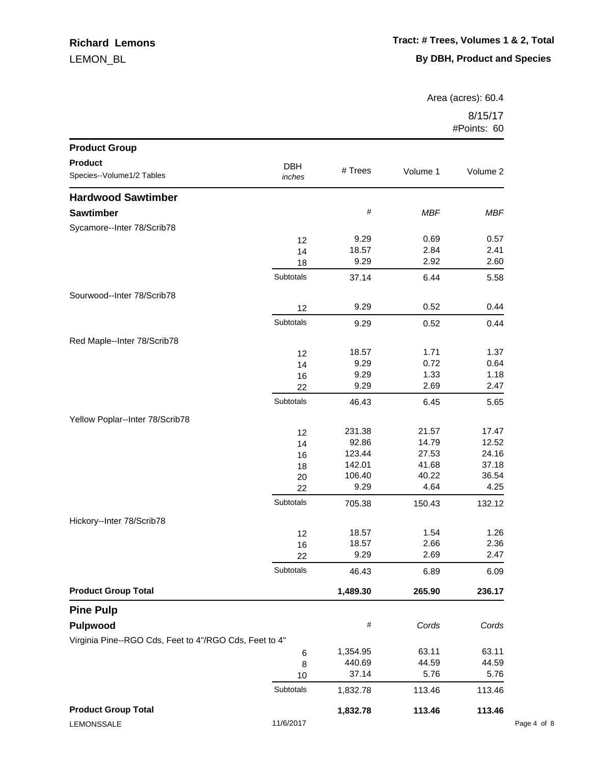**Richard Lemons**

LEMON_BL

**Tract: # Trees, Volumes 1 & 2, Total**

**By DBH, Product and Species**

Area (acres): 60.4

8/15/17

#Points: 60

| Product Group / Product / Species--Volume1/2 Tables | DBH *inches* | # Trees | Volume 1 | Volume 2 |
|---|---|---|---|---|
| **Hardwood Sawtimber** | | | | |
| **Sawtimber** | | # | *MBF* | *MBF* |
| Sycamore--Inter 78/Scrib78 | | | | |
| | 12 | 9.29 | 0.69 | 0.57 |
| | 14 | 18.57 | 2.84 | 2.41 |
| | 18 | 9.29 | 2.92 | 2.60 |
| | Subtotals | 37.14 | 6.44 | 5.58 |
| Sourwood--Inter 78/Scrib78 | | | | |
| | 12 | 9.29 | 0.52 | 0.44 |
| | Subtotals | 9.29 | 0.52 | 0.44 |
| Red Maple--Inter 78/Scrib78 | | | | |
| | 12 | 18.57 | 1.71 | 1.37 |
| | 14 | 9.29 | 0.72 | 0.64 |
| | 16 | 9.29 | 1.33 | 1.18 |
| | 22 | 9.29 | 2.69 | 2.47 |
| | Subtotals | 46.43 | 6.45 | 5.65 |
| Yellow Poplar--Inter 78/Scrib78 | | | | |
| | 12 | 231.38 | 21.57 | 17.47 |
| | 14 | 92.86 | 14.79 | 12.52 |
| | 16 | 123.44 | 27.53 | 24.16 |
| | 18 | 142.01 | 41.68 | 37.18 |
| | 20 | 106.40 | 40.22 | 36.54 |
| | 22 | 9.29 | 4.64 | 4.25 |
| | Subtotals | 705.38 | 150.43 | 132.12 |
| Hickory--Inter 78/Scrib78 | | | | |
| | 12 | 18.57 | 1.54 | 1.26 |
| | 16 | 18.57 | 2.66 | 2.36 |
| | 22 | 9.29 | 2.69 | 2.47 |
| | Subtotals | 46.43 | 6.89 | 6.09 |
| **Product Group Total** | | **1,489.30** | **265.90** | **236.17** |
| **Pine Pulp** | | | | |
| **Pulpwood** | | # | *Cords* | *Cords* |
| Virginia Pine--RGO Cds, Feet to 4"/RGO Cds, Feet to 4" | | | | |
| | 6 | 1,354.95 | 63.11 | 63.11 |
| | 8 | 440.69 | 44.59 | 44.59 |
| | 10 | 37.14 | 5.76 | 5.76 |
| | Subtotals | 1,832.78 | 113.46 | 113.46 |
| **Product Group Total** | | **1,832.78** | **113.46** | **113.46** |

LEMONSSALE 11/6/2017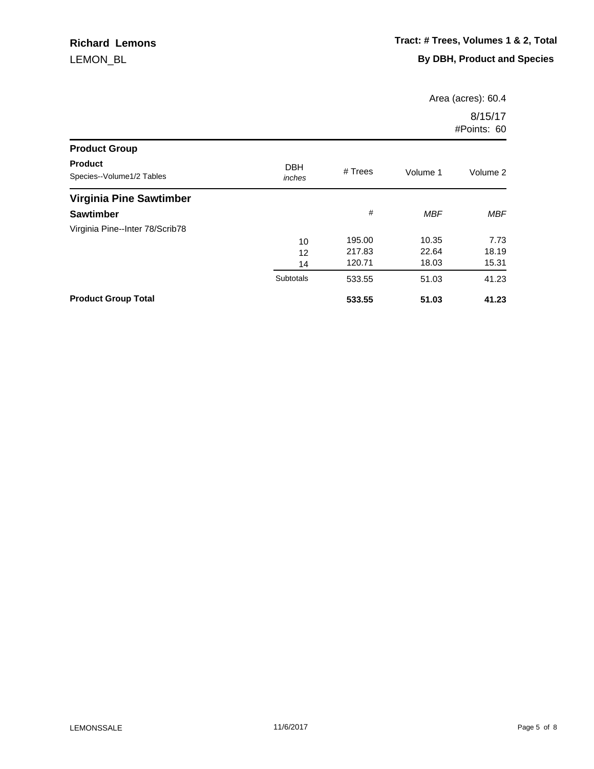**Richard Lemons**

LEMON_BL

**Tract: # Trees, Volumes 1 & 2, Total**

**By DBH, Product and Species**

Area (acres): 60.4

8/15/17

#Points: 60

| Product Group / Product / Species--Volume1/2 Tables | DBH *inches* | # Trees | Volume 1 | Volume 2 |
|---|---|---|---|---|
| **Virginia Pine Sawtimber** | | | | |
| **Sawtimber** | | # | *MBF* | *MBF* |
| Virginia Pine--Inter 78/Scrib78 | | | | |
| | 10 | 195.00 | 10.35 | 7.73 |
| | 12 | 217.83 | 22.64 | 18.19 |
| | 14 | 120.71 | 18.03 | 15.31 |
| | Subtotals | 533.55 | 51.03 | 41.23 |
| **Product Group Total** | | **533.55** | **51.03** | **41.23** |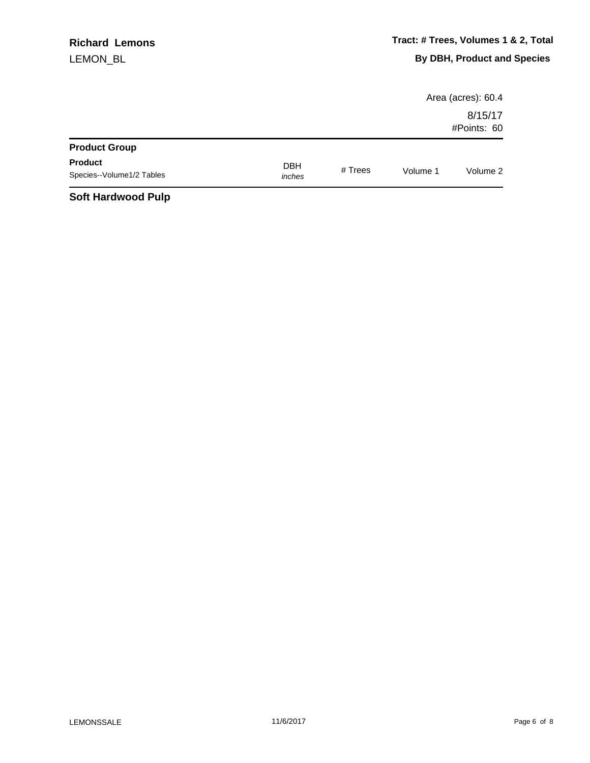**Richard Lemons**

LEMON_BL

**Tract: # Trees, Volumes 1 & 2, Total**

**By DBH, Product and Species**

Area (acres): 60.4

8/15/17

#Points: 60

| **Product Group**<br>**Product**<br>Species--Volume1/2 Tables | DBH *inches* | # Trees | Volume 1 | Volume 2 |
|---|---|---|---|---|
| **Soft Hardwood Pulp** | | | | |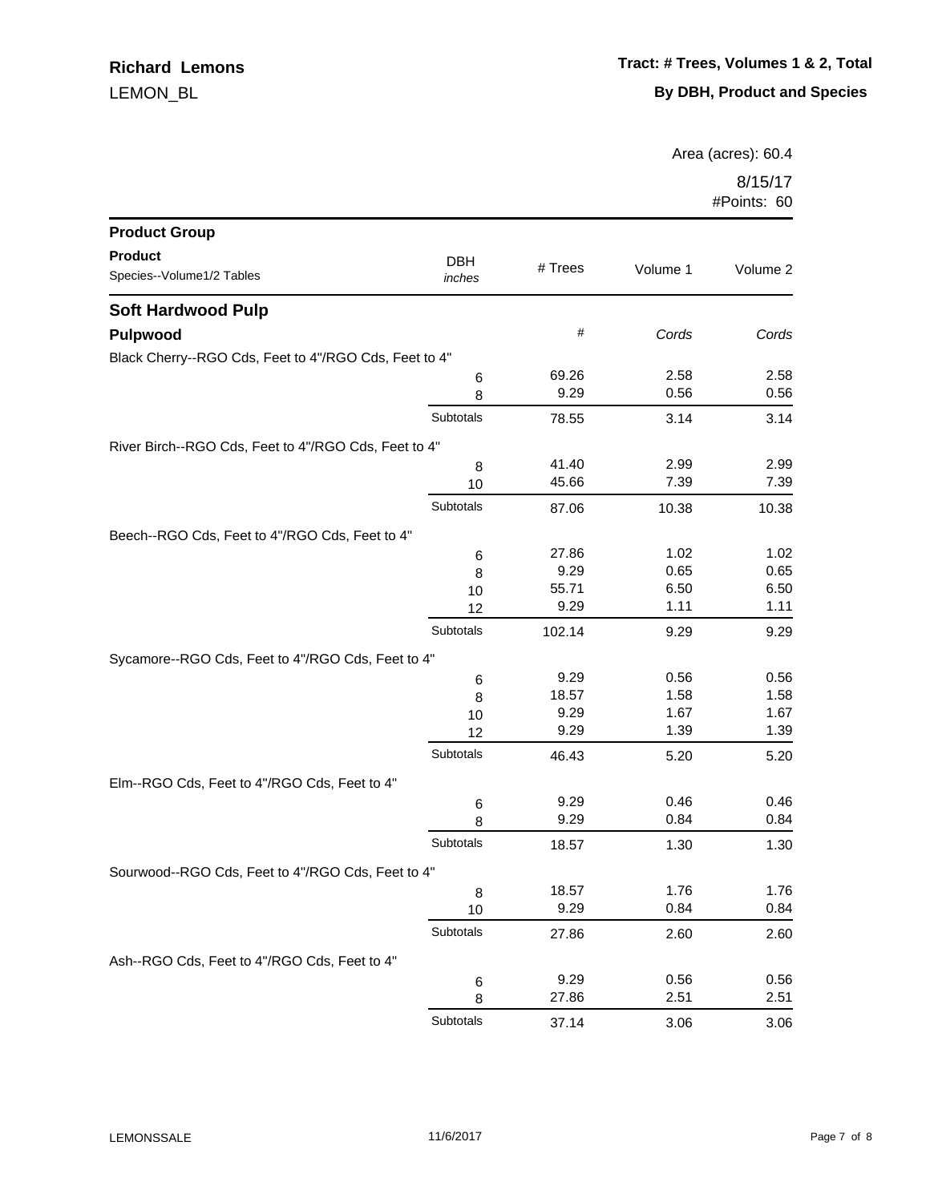**Richard Lemons**

LEMON_BL

**Tract: # Trees, Volumes 1 & 2, Total**

**By DBH, Product and Species**

Area (acres): 60.4

8/15/17

#Points: 60

| Product Group<br>Product<br>Species--Volume1/2 Tables | DBH<br>*inches* | # Trees | Volume 1 | Volume 2 |
|---|---|---|---|---|
| **Soft Hardwood Pulp** | | | | |
| **Pulpwood** | | # | *Cords* | *Cords* |
| Black Cherry--RGO Cds, Feet to 4"/RGO Cds, Feet to 4" | | | | |
| | 6 | 69.26 | 2.58 | 2.58 |
| | 8 | 9.29 | 0.56 | 0.56 |
| | Subtotals | 78.55 | 3.14 | 3.14 |
| River Birch--RGO Cds, Feet to 4"/RGO Cds, Feet to 4" | | | | |
| | 8 | 41.40 | 2.99 | 2.99 |
| | 10 | 45.66 | 7.39 | 7.39 |
| | Subtotals | 87.06 | 10.38 | 10.38 |
| Beech--RGO Cds, Feet to 4"/RGO Cds, Feet to 4" | | | | |
| | 6 | 27.86 | 1.02 | 1.02 |
| | 8 | 9.29 | 0.65 | 0.65 |
| | 10 | 55.71 | 6.50 | 6.50 |
| | 12 | 9.29 | 1.11 | 1.11 |
| | Subtotals | 102.14 | 9.29 | 9.29 |
| Sycamore--RGO Cds, Feet to 4"/RGO Cds, Feet to 4" | | | | |
| | 6 | 9.29 | 0.56 | 0.56 |
| | 8 | 18.57 | 1.58 | 1.58 |
| | 10 | 9.29 | 1.67 | 1.67 |
| | 12 | 9.29 | 1.39 | 1.39 |
| | Subtotals | 46.43 | 5.20 | 5.20 |
| Elm--RGO Cds, Feet to 4"/RGO Cds, Feet to 4" | | | | |
| | 6 | 9.29 | 0.46 | 0.46 |
| | 8 | 9.29 | 0.84 | 0.84 |
| | Subtotals | 18.57 | 1.30 | 1.30 |
| Sourwood--RGO Cds, Feet to 4"/RGO Cds, Feet to 4" | | | | |
| | 8 | 18.57 | 1.76 | 1.76 |
| | 10 | 9.29 | 0.84 | 0.84 |
| | Subtotals | 27.86 | 2.60 | 2.60 |
| Ash--RGO Cds, Feet to 4"/RGO Cds, Feet to 4" | | | | |
| | 6 | 9.29 | 0.56 | 0.56 |
| | 8 | 27.86 | 2.51 | 2.51 |
| | Subtotals | 37.14 | 3.06 | 3.06 |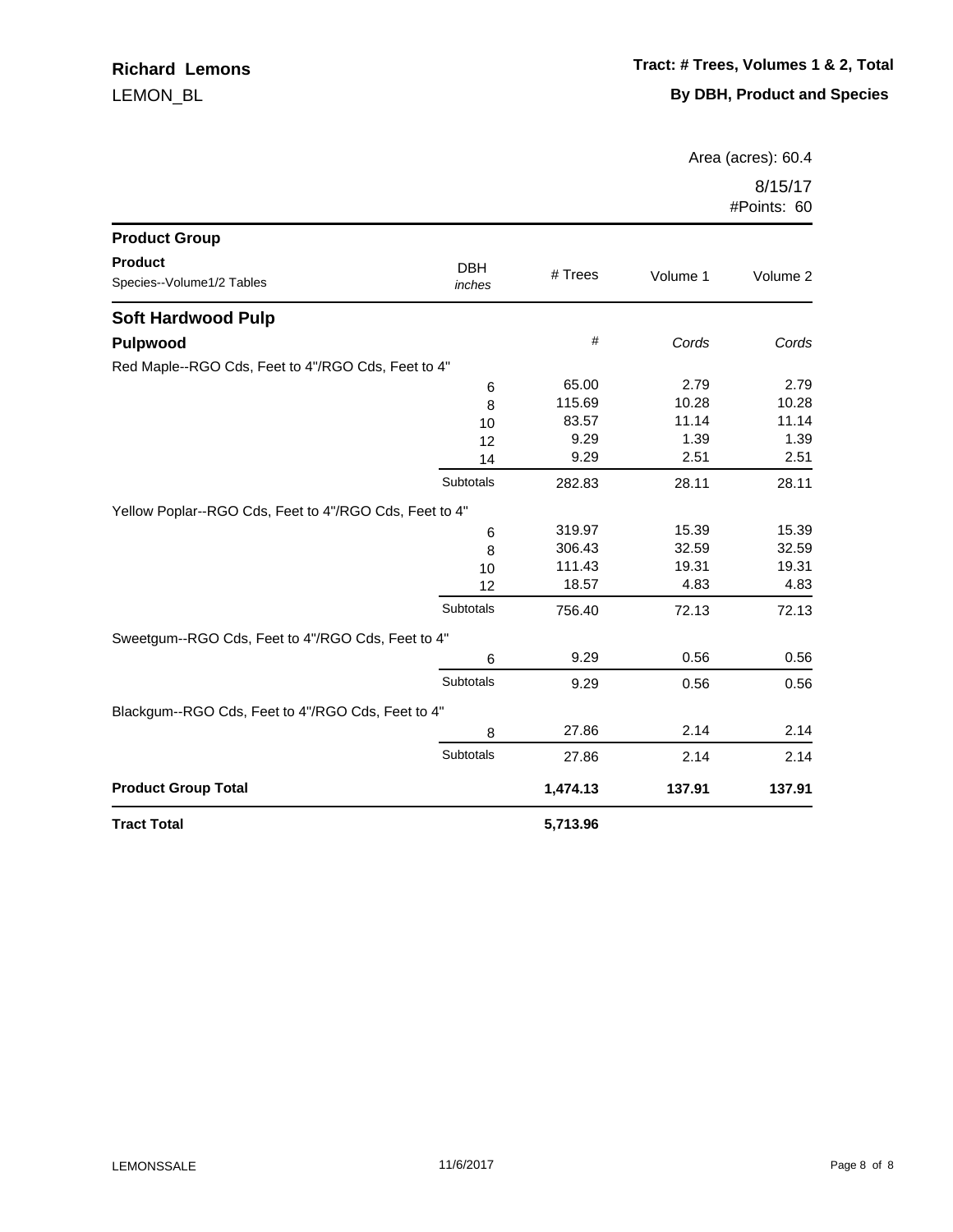**Richard Lemons**

LEMON_BL

**Tract: # Trees, Volumes 1 & 2, Total**

**By DBH, Product and Species**

Area (acres): 60.4

8/15/17

#Points: 60

| Product Group / Product / Species--Volume1/2 Tables | DBH *inches* | # Trees | Volume 1 | Volume 2 |
|---|---|---|---|---|
| **Soft Hardwood Pulp** | | | | |
| **Pulpwood** | | # | *Cords* | *Cords* |
| Red Maple--RGO Cds, Feet to 4"/RGO Cds, Feet to 4" | | | | |
| | 6 | 65.00 | 2.79 | 2.79 |
| | 8 | 115.69 | 10.28 | 10.28 |
| | 10 | 83.57 | 11.14 | 11.14 |
| | 12 | 9.29 | 1.39 | 1.39 |
| | 14 | 9.29 | 2.51 | 2.51 |
| | Subtotals | 282.83 | 28.11 | 28.11 |
| Yellow Poplar--RGO Cds, Feet to 4"/RGO Cds, Feet to 4" | | | | |
| | 6 | 319.97 | 15.39 | 15.39 |
| | 8 | 306.43 | 32.59 | 32.59 |
| | 10 | 111.43 | 19.31 | 19.31 |
| | 12 | 18.57 | 4.83 | 4.83 |
| | Subtotals | 756.40 | 72.13 | 72.13 |
| Sweetgum--RGO Cds, Feet to 4"/RGO Cds, Feet to 4" | | | | |
| | 6 | 9.29 | 0.56 | 0.56 |
| | Subtotals | 9.29 | 0.56 | 0.56 |
| Blackgum--RGO Cds, Feet to 4"/RGO Cds, Feet to 4" | | | | |
| | 8 | 27.86 | 2.14 | 2.14 |
| | Subtotals | 27.86 | 2.14 | 2.14 |
| **Product Group Total** | | **1,474.13** | **137.91** | **137.91** |
| **Tract Total** | | **5,713.96** | | |

LEMONSSALE 11/6/2017